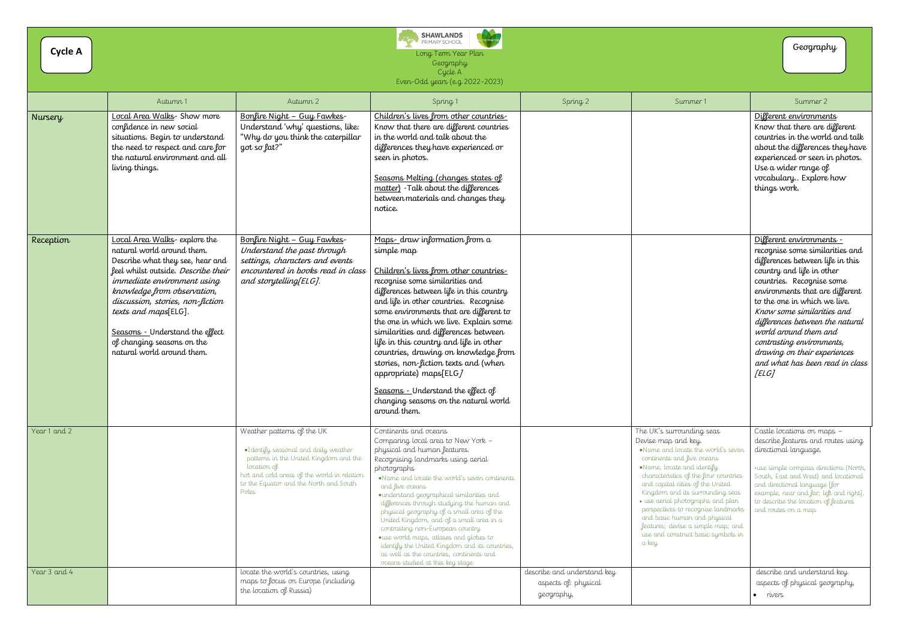**Cycle A**

SHAWLANDS PRIMARY SCHOOL

Long Term Year Plan
Geography
Cycle A
Even-Odd years (e.g 2022-2023)

**Geography**

| | Autumn 1 | Autumn 2 | Spring 1 | Spring 2 | Summer 1 | Summer 2 |
|---|---|---|---|---|---|---|
| Nursery | Local Area Walks- Show more confidence in new social situations. Begin to understand the need to respect and care for the natural environment and all living things. | Bonfire Night – Guy Fawkes- Understand 'why' questions, like: "Why do you think the caterpillar got so fat?" | Children's lives from other countries- Know that there are different countries in the world and talk about the differences they have experienced or seen in photos.<br><br>Seasons Melting (changes states of matter) -Talk about the differences between materials and changes they notice. | | | Different environments Know that there are different countries in the world and talk about the differences they have experienced or seen in photos. Use a wider range of vocabulary.. Explore how things work. |
| Reception | Local Area Walks- explore the natural world around them. Describe what they see, hear and feel whilst outside. *Describe their immediate environment using knowledge from observation, discussion, stories, non-fiction texts and maps*[ELG].<br><br>Seasons - Understand the effect of changing seasons on the natural world around them. | Bonfire Night – Guy Fawkes- *Understand the past through settings, characters and events encountered in books read in class and storytelling[ELG].* | Maps- draw information from a simple map<br><br>Children's lives from other countries- recognise some similarities and differences between life in this country and life in other countries. Recognise some environments that are different to the one in which we live. Explain some similarities and differences between life in this country and life in other countries, drawing on knowledge from stories, non-fiction texts and (when appropriate) maps[ELG*]*<br><br>Seasons - Understand the effect of changing seasons on the natural world around them. | | | Different environments - recognise some similarities and differences between life in this country and life in other countries. Recognise some environments that are different to the one in which we live. *Know some similarities and differences between the natural world around them and contrasting environments, drawing on their experiences and what has been read in class [ELG]* |
| Year 1 and 2 | | Weather patterns of the UK<br>• Identify seasonal and daily weather patterns in the United Kingdom and the location of hot and cold areas of the world in relation to the Equator and the North and South Poles | Continents and oceans<br>Comparing local area to New York – physical and human features.<br>Recognising landmarks using aerial photographs<br>• Name and locate the world's seven continents and five oceans<br>• understand geographical similarities and differences through studying the human and physical geography of a small area of the United Kingdom, and of a small area in a contrasting non-European country<br>• use world maps, atlases and globes to identify the United Kingdom and its countries, as well as the countries, continents and oceans studied at this key stage | | The UK's surrounding seas<br>Devise map and key.<br>• Name and locate the world's seven continents and five oceans<br>• Name, locate and identify characteristics of the four countries and capital cities of the United Kingdom and its surrounding seas<br>• use aerial photographs and plan perspectives to recognise landmarks and basic human and physical features; devise a simple map; and use and construct basic symbols in a key | Castle locations on maps – describe features and routes using directional language.<br><br>• use simple compass directions (North, South, East and West) and locational and directional language [for example, near and far; left and right], to describe the location of features and routes on a map |
| Year 3 and 4 | | locate the world's countries, using maps to focus on Europe (including the location of Russia) | | describe and understand key aspects of: physical geography, | | describe and understand key aspects of physical geography,<br>• rivers |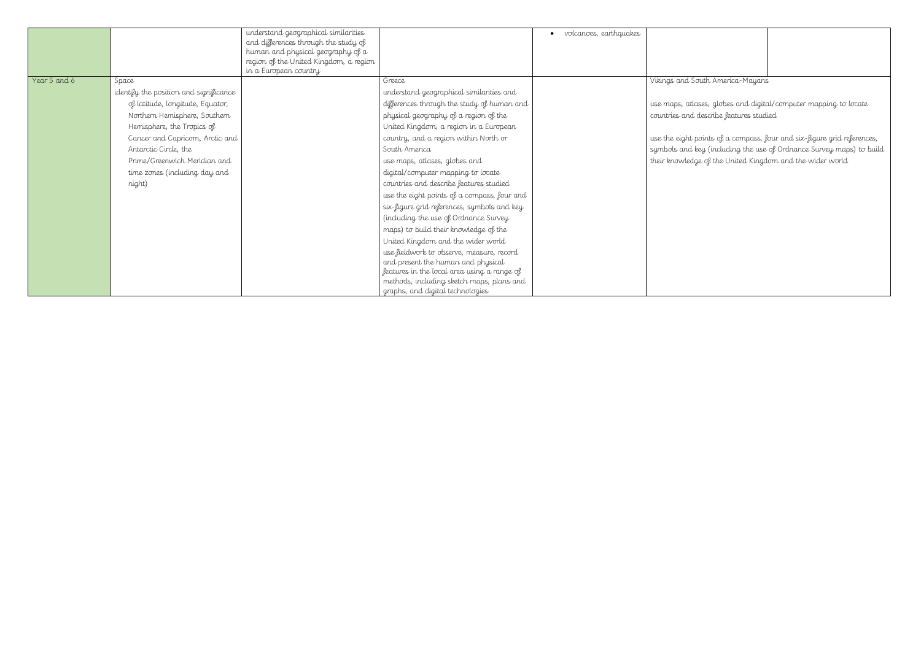| | | | | | | |
|---|---|---|---|---|---|---|
| | | understand geographical similarities and differences through the study of human and physical geography of a region of the United Kingdom, a region in a European country | | • volcanoes, earthquakes | | |
| Year 5 and 6 | Space<br>identify the position and significance of latitude, longitude, Equator, Northern Hemisphere, Southern Hemisphere, the Tropics of Cancer and Capricorn, Arctic and Antarctic Circle, the Prime/Greenwich Meridian and time zones (including day and night) | | Greece<br>understand geographical similarities and differences through the study of human and physical geography of a region of the United Kingdom, a region in a European country, and a region within North or South America<br>use maps, atlases, globes and digital/computer mapping to locate countries and describe features studied<br>use the eight points of a compass, four and six-figure grid references, symbols and key (including the use of Ordnance Survey maps) to build their knowledge of the United Kingdom and the wider world<br>use fieldwork to observe, measure, record and present the human and physical features in the local area using a range of methods, including sketch maps, plans and graphs, and digital technologies | | Vikings and South America-Mayans<br><br>use maps, atlases, globes and digital/computer mapping to locate countries and describe features studied<br><br>use the eight points of a compass, four and six-figure grid references, symbols and key (including the use of Ordnance Survey maps) to build their knowledge of the United Kingdom and the wider world | |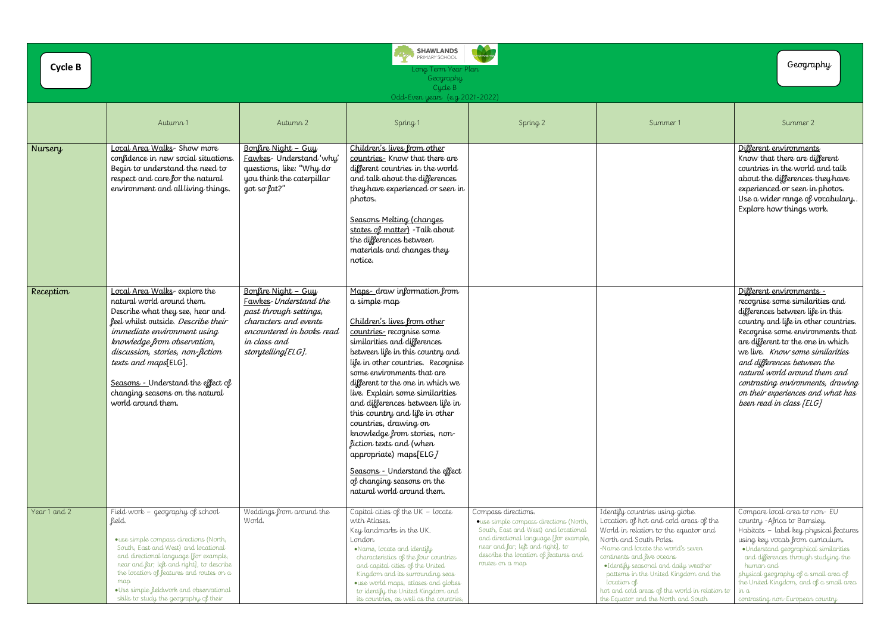**Cycle B**

SHAWLANDS PRIMARY SCHOOL

Long Term Year Plan
Geography
Cycle B
Odd-Even years (e.g 2021-2022)

Geography

| | Autumn 1 | Autumn 2 | Spring 1 | Spring 2 | Summer 1 | Summer 2 |
|---|---|---|---|---|---|---|
| Nursery | Local Area Walks- Show more confidence in new social situations. Begin to understand the need to respect and care for the natural environment and all living things. | Bonfire Night – Guy Fawkes- Understand 'why' questions, like: "Why do you think the caterpillar got so fat?" | Children's lives from other countries- Know that there are different countries in the world and talk about the differences they have experienced or seen in photos.<br><br>Seasons Melting (changes states of matter) -Talk about the differences between materials and changes they notice. | | | Different environments Know that there are different countries in the world and talk about the differences they have experienced or seen in photos. Use a wider range of vocabulary.. Explore how things work. |
| Reception | Local Area Walks- explore the natural world around them. Describe what they see, hear and feel whilst outside. *Describe their immediate environment using knowledge from observation, discussion, stories, non-fiction texts and maps*[ELG].<br><br>Seasons - Understand the effect of changing seasons on the natural world around them. | Bonfire Night – Guy Fawkes-*Understand the past through settings, characters and events encountered in books read in class and storytelling[ELG].* | Maps- draw information from a simple map<br><br>Children's lives from other countries- recognise some similarities and differences between life in this country and life in other countries. Recognise some environments that are different to the one in which we live. Explain some similarities and differences between life in this country and life in other countries, drawing on knowledge from stories, non-fiction texts and (when appropriate) maps[ELG]<br><br>Seasons - Understand the effect of changing seasons on the natural world around them. | | | Different environments - recognise some similarities and differences between life in this country and life in other countries. Recognise some environments that are different to the one in which we live. *Know some similarities and differences between the natural world around them and contrasting environments, drawing on their experiences and what has been read in class [ELG]* |
| Year 1 and 2 | Field work – geography of school field.<br><br>• use simple compass directions (North, South, East and West) and locational and directional language [for example, near and far; left and right], to describe the location of features and routes on a map<br>• Use simple fieldwork and observational skills to study the geography of their | Weddings from around the World. | Capital cities of the UK – locate with Atlases.<br>Key landmarks in the UK.<br>London<br>• Name, locate and identify characteristics of the four countries and capital cities of the United Kingdom and its surrounding seas<br>• use world maps, atlases and globes to identify the United Kingdom and its countries, as well as the countries, | Compass directions.<br>• use simple compass directions (North, South, East and West) and locational and directional language [for example, near and far; left and right], to describe the location of features and routes on a map | Identify countries using globe.<br>Location of hot and cold areas of the World in relation to the equator and North and South Poles.<br>-Name and locate the world's seven continents and five oceans<br>• Identify seasonal and daily weather patterns in the United Kingdom and the location of hot and cold areas of the world in relation to the Equator and the North and South | Compare local area to non- EU country -Africa to Barnsley.<br>Habitats – label key physical features using key vocab from curriculum.<br>• Understand geographical similarities and differences through studying the human and physical geography of a small area of the United Kingdom, and of a small area in a contrasting non-European country |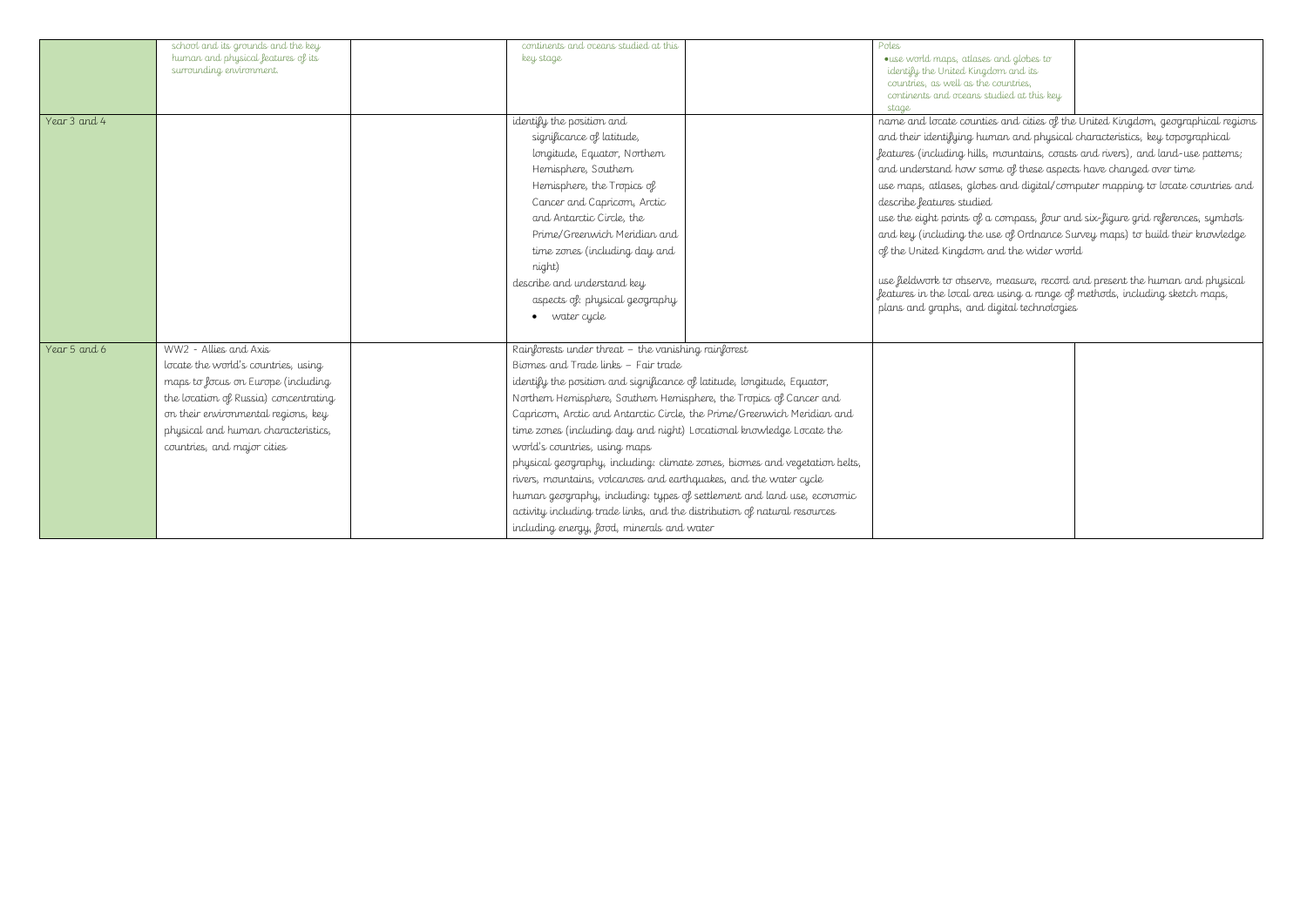| | | | | | | |
|---|---|---|---|---|---|---|
| | school and its grounds and the key human and physical features of its surrounding environment. | | continents and oceans studied at this key stage | | Poles<br>• use world maps, atlases and globes to identify the United Kingdom and its countries, as well as the countries, continents and oceans studied at this key stage | |
| Year 3 and 4 | | | identify the position and significance of latitude, longitude, Equator, Northern Hemisphere, Southern Hemisphere, the Tropics of Cancer and Capricorn, Arctic and Antarctic Circle, the Prime/Greenwich Meridian and time zones (including day and night)<br>describe and understand key aspects of: physical geography<br>• water cycle | | name and locate counties and cities of the United Kingdom, geographical regions and their identifying human and physical characteristics, key topographical features (including hills, mountains, coasts and rivers), and land-use patterns; and understand how some of these aspects have changed over time<br>use maps, atlases, globes and digital/computer mapping to locate countries and describe features studied<br>use the eight points of a compass, four and six-figure grid references, symbols and key (including the use of Ordnance Survey maps) to build their knowledge of the United Kingdom and the wider world<br>use fieldwork to observe, measure, record and present the human and physical features in the local area using a range of methods, including sketch maps, plans and graphs, and digital technologies | |
| Year 5 and 6 | WW2 - Allies and Axis<br>locate the world's countries, using maps to focus on Europe (including the location of Russia) concentrating on their environmental regions, key physical and human characteristics, countries, and major cities | | Rainforests under threat – the vanishing rainforest<br>Biomes and Trade links – Fair trade<br>identify the position and significance of latitude, longitude, Equator, Northern Hemisphere, Southern Hemisphere, the Tropics of Cancer and Capricorn, Arctic and Antarctic Circle, the Prime/Greenwich Meridian and time zones (including day and night) Locational knowledge Locate the world's countries, using maps<br>physical geography, including: climate zones, biomes and vegetation belts, rivers, mountains, volcanoes and earthquakes, and the water cycle<br>human geography, including: types of settlement and land use, economic activity including trade links, and the distribution of natural resources including energy, food, minerals and water | | | |